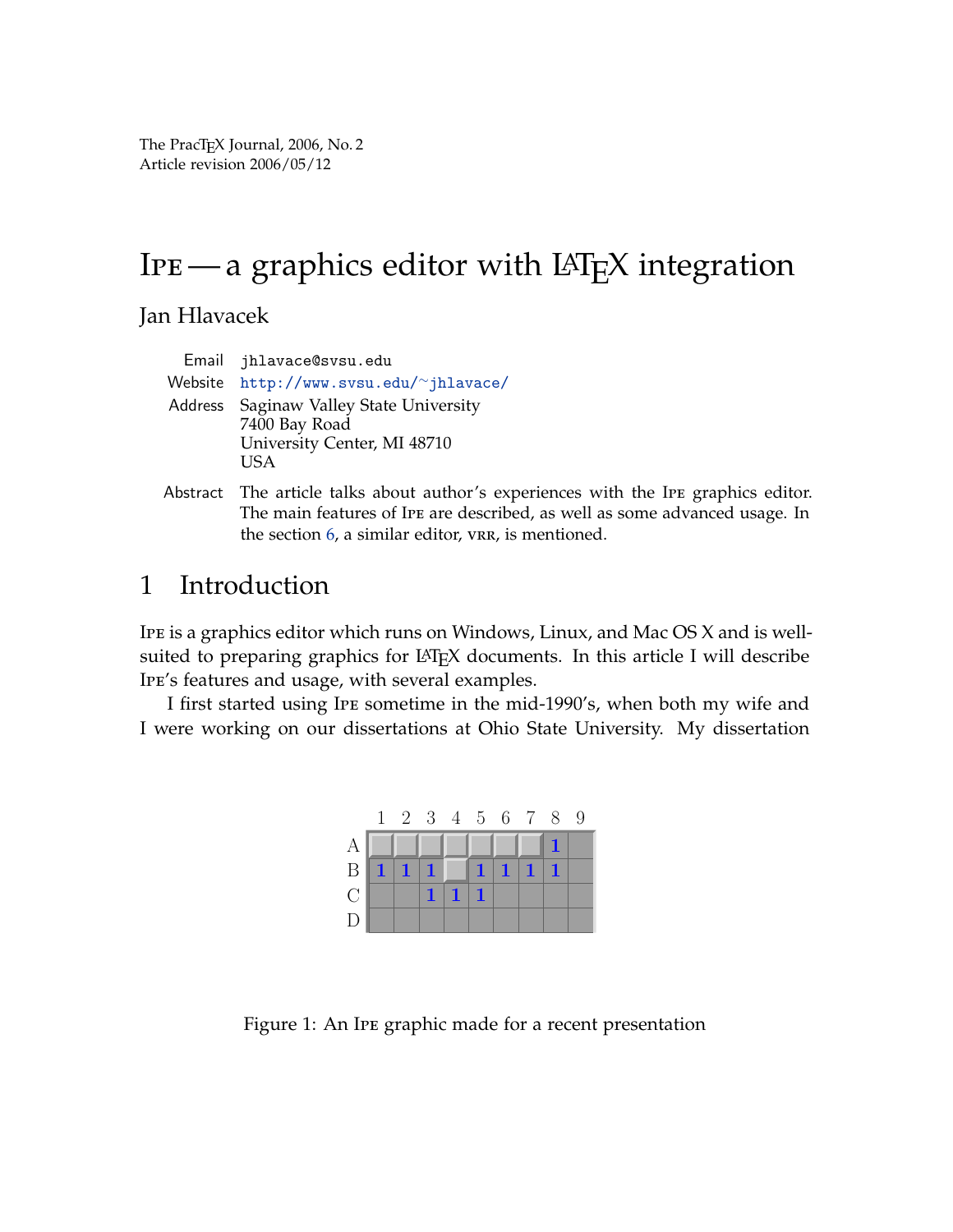The PracTEX Journal, 2006, No. 2
Article revision 2006/05/12

# Ipe — a graphics editor with LaTeX integration

Jan Hlavacek

| | |
|---|---|
| Email | `jhlavace@svsu.edu` |
| Website | http://www.svsu.edu/~jhlavace/ |
| Address | Saginaw Valley State University<br>7400 Bay Road<br>University Center, MI 48710<br>USA |

**Abstract** The article talks about author's experiences with the Ipe graphics editor. The main features of Ipe are described, as well as some advanced usage. In the section 6, a similar editor, vrr, is mentioned.

## 1 Introduction

Ipe is a graphics editor which runs on Windows, Linux, and Mac OS X and is well-suited to preparing graphics for LaTeX documents. In this article I will describe Ipe's features and usage, with several examples.

I first started using Ipe sometime in the mid-1990's, when both my wife and I were working on our dissertations at Ohio State University. My dissertation

| | 1 | 2 | 3 | 4 | 5 | 6 | 7 | 8 | 9 |
|---|---|---|---|---|---|---|---|---|---|
| A | | | | | | | | 1 | |
| B | 1 | 1 | 1 | | 1 | 1 | 1 | 1 | |
| C | | | 1 | 1 | 1 | | | | |
| D | | | | | | | | | |

Figure 1: An Ipe graphic made for a recent presentation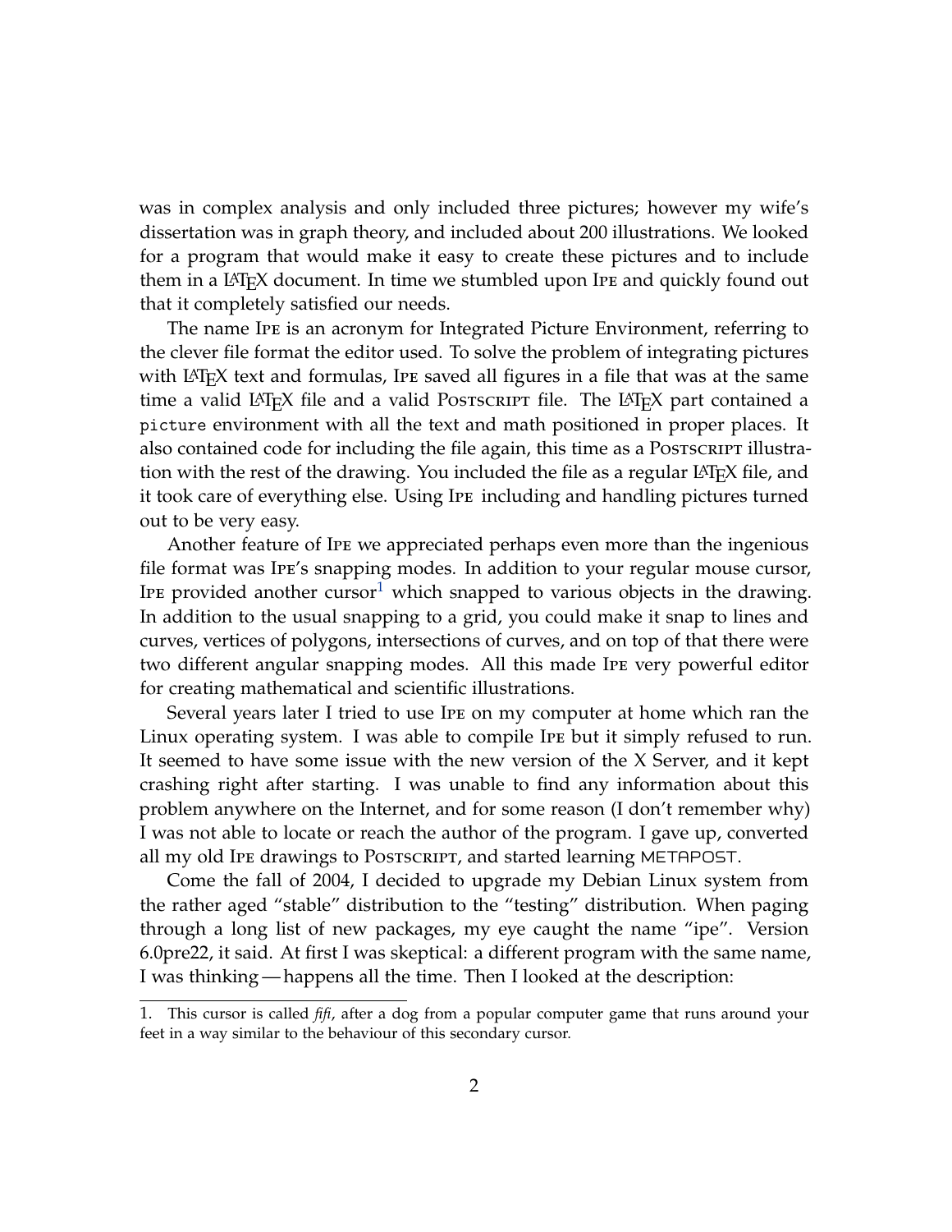was in complex analysis and only included three pictures; however my wife's dissertation was in graph theory, and included about 200 illustrations. We looked for a program that would make it easy to create these pictures and to include them in a LaTeX document. In time we stumbled upon Ipe and quickly found out that it completely satisfied our needs.

The name Ipe is an acronym for Integrated Picture Environment, referring to the clever file format the editor used. To solve the problem of integrating pictures with LaTeX text and formulas, Ipe saved all figures in a file that was at the same time a valid LaTeX file and a valid PostScript file. The LaTeX part contained a `picture` environment with all the text and math positioned in proper places. It also contained code for including the file again, this time as a PostScript illustration with the rest of the drawing. You included the file as a regular LaTeX file, and it took care of everything else. Using Ipe including and handling pictures turned out to be very easy.

Another feature of Ipe we appreciated perhaps even more than the ingenious file format was Ipe's snapping modes. In addition to your regular mouse cursor, Ipe provided another cursor[1] which snapped to various objects in the drawing. In addition to the usual snapping to a grid, you could make it snap to lines and curves, vertices of polygons, intersections of curves, and on top of that there were two different angular snapping modes. All this made Ipe very powerful editor for creating mathematical and scientific illustrations.

Several years later I tried to use Ipe on my computer at home which ran the Linux operating system. I was able to compile Ipe but it simply refused to run. It seemed to have some issue with the new version of the X Server, and it kept crashing right after starting. I was unable to find any information about this problem anywhere on the Internet, and for some reason (I don't remember why) I was not able to locate or reach the author of the program. I gave up, converted all my old Ipe drawings to PostScript, and started learning METAPOST.

Come the fall of 2004, I decided to upgrade my Debian Linux system from the rather aged "stable" distribution to the "testing" distribution. When paging through a long list of new packages, my eye caught the name "ipe". Version 6.0pre22, it said. At first I was skeptical: a different program with the same name, I was thinking — happens all the time. Then I looked at the description:

---

1. This cursor is called *fifi*, after a dog from a popular computer game that runs around your feet in a way similar to the behaviour of this secondary cursor.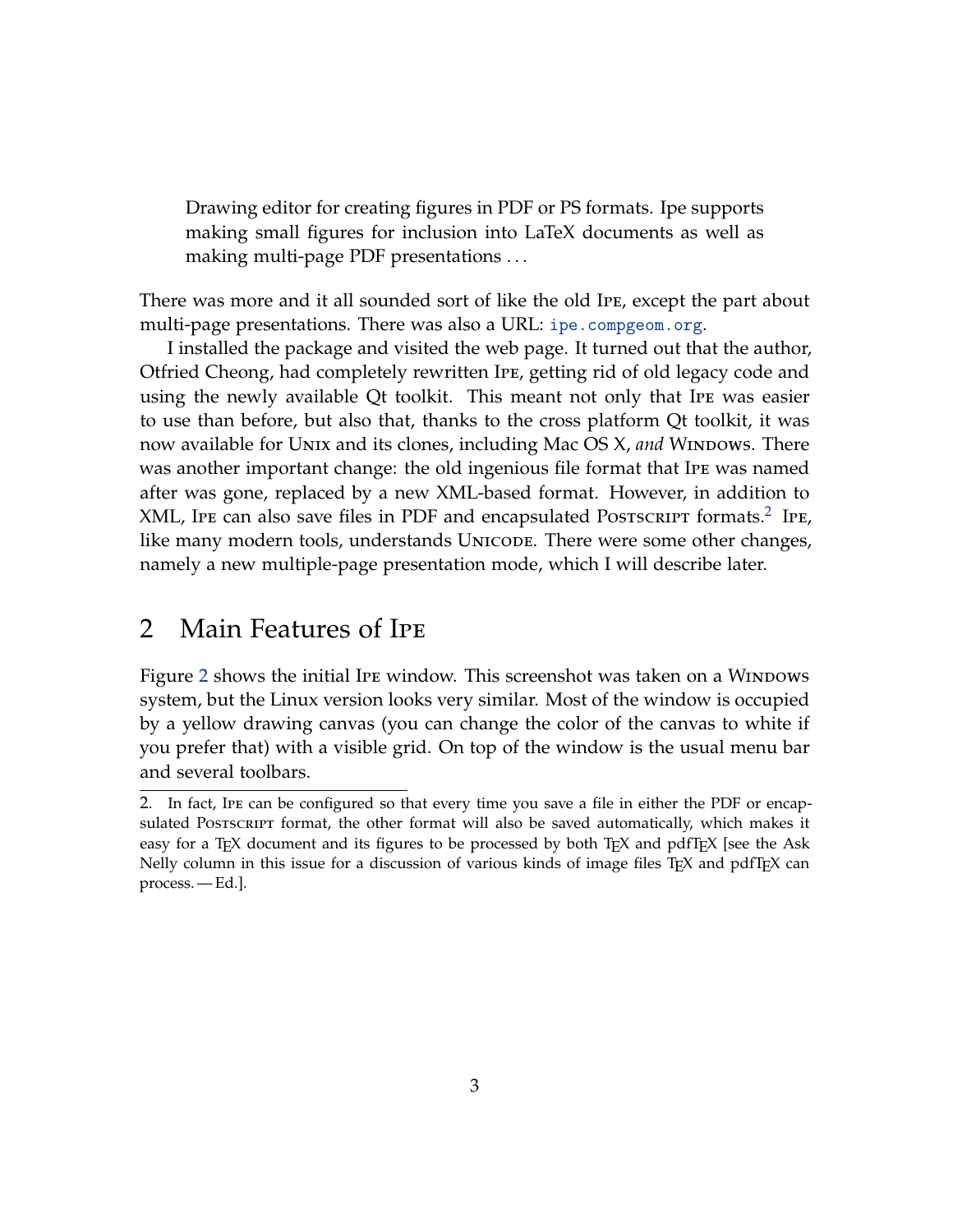> Drawing editor for creating figures in PDF or PS formats. Ipe supports making small figures for inclusion into LaTeX documents as well as making multi-page PDF presentations ...

There was more and it all sounded sort of like the old Ipe, except the part about multi-page presentations. There was also a URL: ipe.compgeom.org.

I installed the package and visited the web page. It turned out that the author, Otfried Cheong, had completely rewritten Ipe, getting rid of old legacy code and using the newly available Qt toolkit. This meant not only that Ipe was easier to use than before, but also that, thanks to the cross platform Qt toolkit, it was now available for Unix and its clones, including Mac OS X, *and* Windows. There was another important change: the old ingenious file format that Ipe was named after was gone, replaced by a new XML-based format. However, in addition to XML, Ipe can also save files in PDF and encapsulated PostScript formats.[2] Ipe, like many modern tools, understands Unicode. There were some other changes, namely a new multiple-page presentation mode, which I will describe later.

## 2 Main Features of Ipe

Figure 2 shows the initial Ipe window. This screenshot was taken on a Windows system, but the Linux version looks very similar. Most of the window is occupied by a yellow drawing canvas (you can change the color of the canvas to white if you prefer that) with a visible grid. On top of the window is the usual menu bar and several toolbars.

---

2. In fact, Ipe can be configured so that every time you save a file in either the PDF or encapsulated PostScript format, the other format will also be saved automatically, which makes it easy for a TeX document and its figures to be processed by both TeX and pdfTeX [see the Ask Nelly column in this issue for a discussion of various kinds of image files TeX and pdfTeX can process. — Ed.].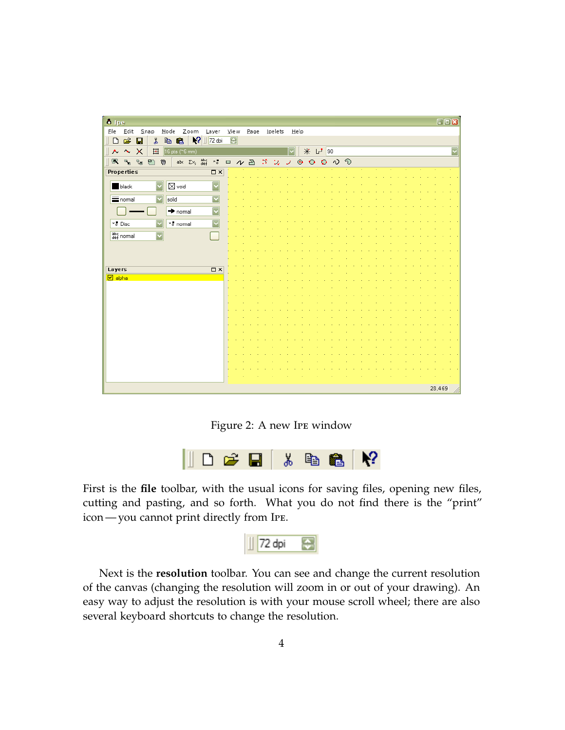Figure 2: A new IPE window

First is the **file** toolbar, with the usual icons for saving files, opening new files, cutting and pasting, and so forth. What you do not find there is the “print” icon — you cannot print directly from IPE.

Next is the **resolution** toolbar. You can see and change the current resolution of the canvas (changing the resolution will zoom in or out of your drawing). An easy way to adjust the resolution is with your mouse scroll wheel; there are also several keyboard shortcuts to change the resolution.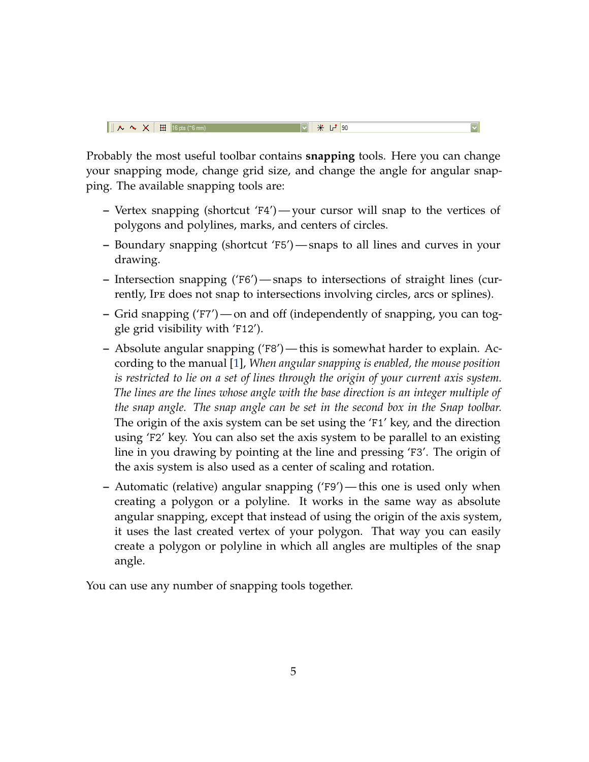Probably the most useful toolbar contains **snapping** tools. Here you can change your snapping mode, change grid size, and change the angle for angular snapping. The available snapping tools are:

– Vertex snapping (shortcut '`F4`') — your cursor will snap to the vertices of polygons and polylines, marks, and centers of circles.

– Boundary snapping (shortcut '`F5`') — snaps to all lines and curves in your drawing.

– Intersection snapping ('`F6`') — snaps to intersections of straight lines (currently, Ipe does not snap to intersections involving circles, arcs or splines).

– Grid snapping ('`F7`') — on and off (independently of snapping, you can toggle grid visibility with '`F12`').

– Absolute angular snapping ('`F8`') — this is somewhat harder to explain. According to the manual [1], *When angular snapping is enabled, the mouse position is restricted to lie on a set of lines through the origin of your current axis system. The lines are the lines whose angle with the base direction is an integer multiple of the snap angle. The snap angle can be set in the second box in the Snap toolbar.* The origin of the axis system can be set using the '`F1`' key, and the direction using '`F2`' key. You can also set the axis system to be parallel to an existing line in you drawing by pointing at the line and pressing '`F3`'. The origin of the axis system is also used as a center of scaling and rotation.

– Automatic (relative) angular snapping ('`F9`') — this one is used only when creating a polygon or a polyline. It works in the same way as absolute angular snapping, except that instead of using the origin of the axis system, it uses the last created vertex of your polygon. That way you can easily create a polygon or polyline in which all angles are multiples of the snap angle.

You can use any number of snapping tools together.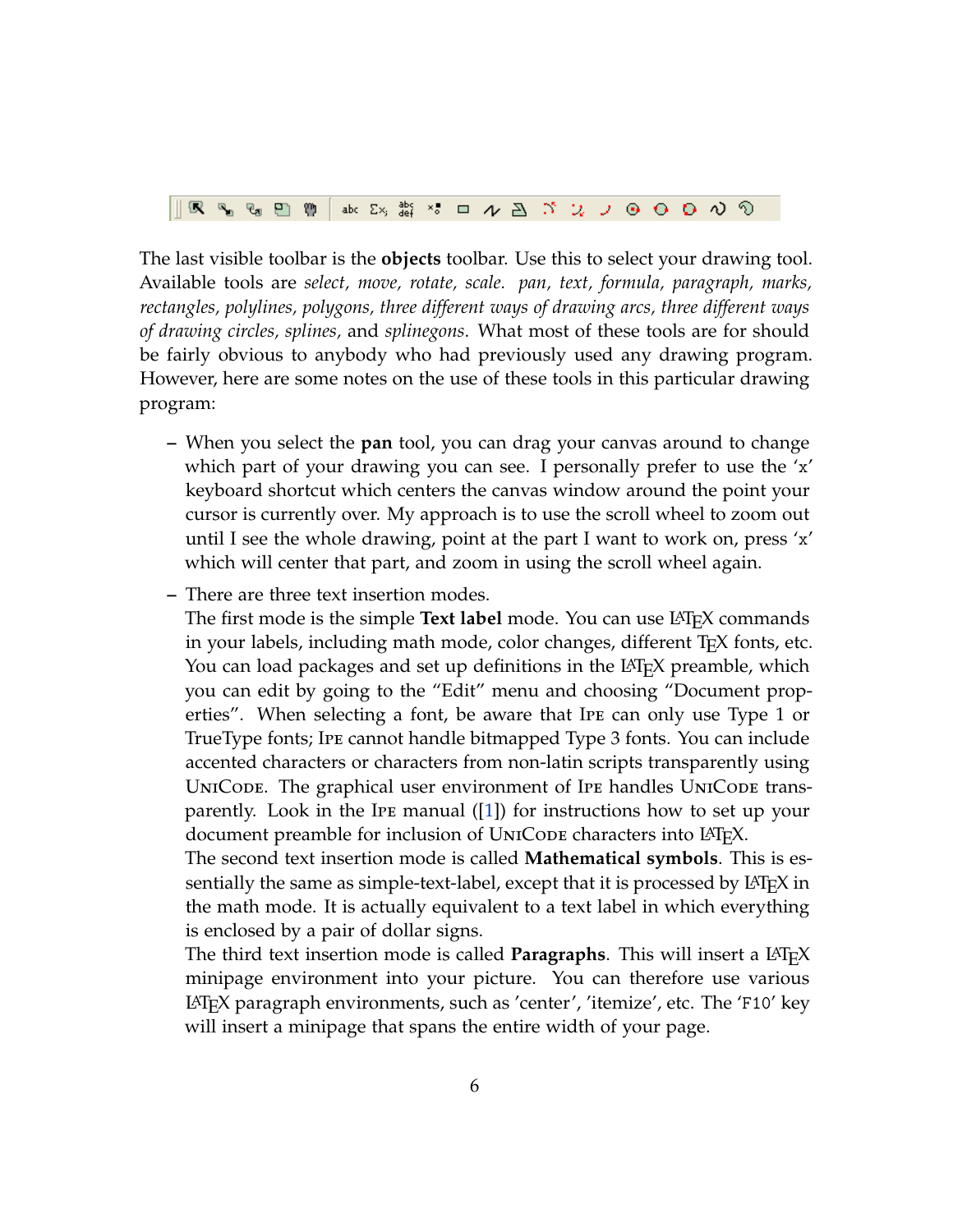The last visible toolbar is the **objects** toolbar. Use this to select your drawing tool. Available tools are *select, move, rotate, scale. pan, text, formula, paragraph, marks, rectangles, polylines, polygons, three different ways of drawing arcs, three different ways of drawing circles, splines,* and *splinegons*. What most of these tools are for should be fairly obvious to anybody who had previously used any drawing program. However, here are some notes on the use of these tools in this particular drawing program:

- When you select the **pan** tool, you can drag your canvas around to change which part of your drawing you can see. I personally prefer to use the 'x' keyboard shortcut which centers the canvas window around the point your cursor is currently over. My approach is to use the scroll wheel to zoom out until I see the whole drawing, point at the part I want to work on, press 'x' which will center that part, and zoom in using the scroll wheel again.
- There are three text insertion modes.
  The first mode is the simple **Text label** mode. You can use LaTeX commands in your labels, including math mode, color changes, different TeX fonts, etc. You can load packages and set up definitions in the LaTeX preamble, which you can edit by going to the "Edit" menu and choosing "Document properties". When selecting a font, be aware that Ipe can only use Type 1 or TrueType fonts; Ipe cannot handle bitmapped Type 3 fonts. You can include accented characters or characters from non-latin scripts transparently using UniCode. The graphical user environment of Ipe handles UniCode transparently. Look in the Ipe manual ([1]) for instructions how to set up your document preamble for inclusion of UniCode characters into LaTeX.
  The second text insertion mode is called **Mathematical symbols**. This is essentially the same as simple-text-label, except that it is processed by LaTeX in the math mode. It is actually equivalent to a text label in which everything is enclosed by a pair of dollar signs.
  The third text insertion mode is called **Paragraphs**. This will insert a LaTeX minipage environment into your picture. You can therefore use various LaTeX paragraph environments, such as 'center', 'itemize', etc. The 'F10' key will insert a minipage that spans the entire width of your page.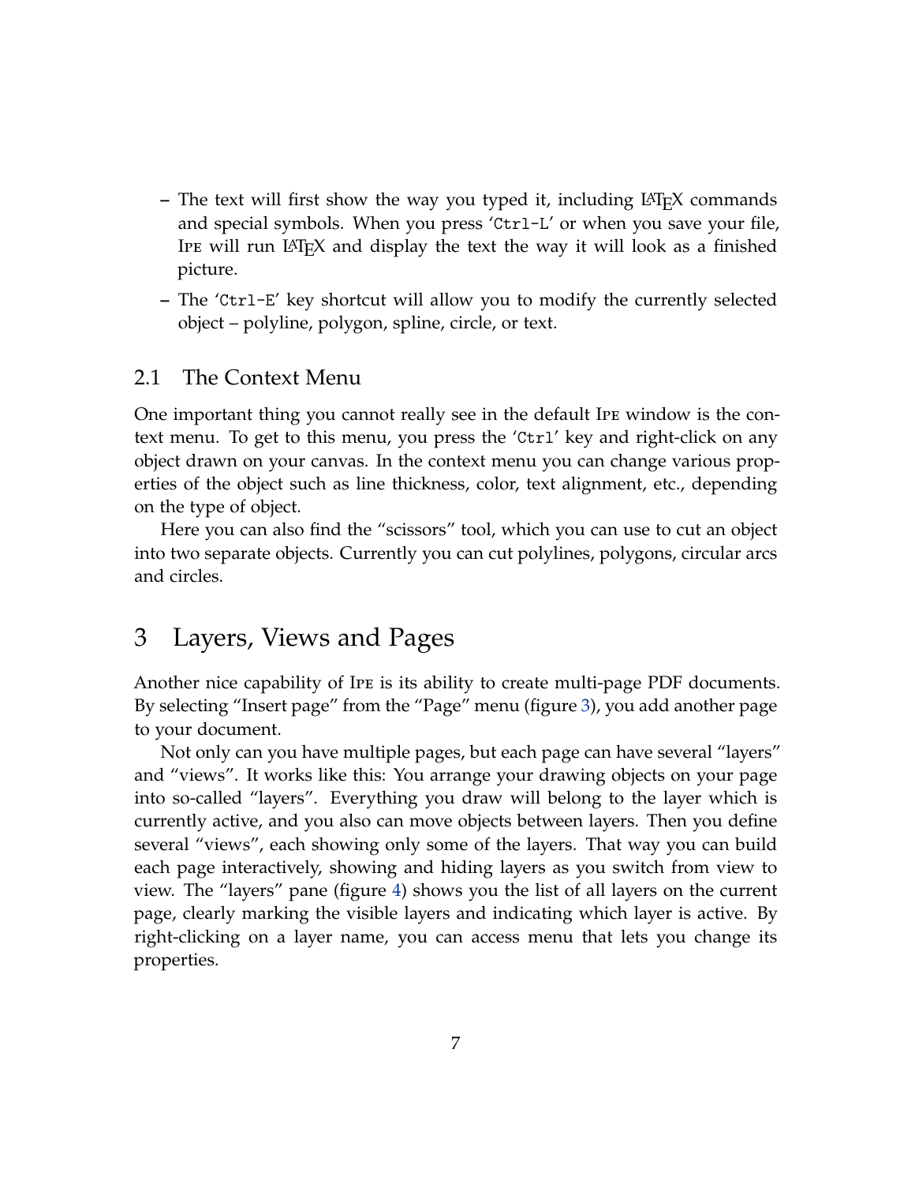- The text will first show the way you typed it, including LaTeX commands and special symbols. When you press 'Ctrl-L' or when you save your file, Ipe will run LaTeX and display the text the way it will look as a finished picture.
- The 'Ctrl-E' key shortcut will allow you to modify the currently selected object – polyline, polygon, spline, circle, or text.

## 2.1 The Context Menu

One important thing you cannot really see in the default Ipe window is the context menu. To get to this menu, you press the 'Ctrl' key and right-click on any object drawn on your canvas. In the context menu you can change various properties of the object such as line thickness, color, text alignment, etc., depending on the type of object.

Here you can also find the "scissors" tool, which you can use to cut an object into two separate objects. Currently you can cut polylines, polygons, circular arcs and circles.

# 3 Layers, Views and Pages

Another nice capability of Ipe is its ability to create multi-page PDF documents. By selecting "Insert page" from the "Page" menu (figure 3), you add another page to your document.

Not only can you have multiple pages, but each page can have several "layers" and "views". It works like this: You arrange your drawing objects on your page into so-called "layers". Everything you draw will belong to the layer which is currently active, and you also can move objects between layers. Then you define several "views", each showing only some of the layers. That way you can build each page interactively, showing and hiding layers as you switch from view to view. The "layers" pane (figure 4) shows you the list of all layers on the current page, clearly marking the visible layers and indicating which layer is active. By right-clicking on a layer name, you can access menu that lets you change its properties.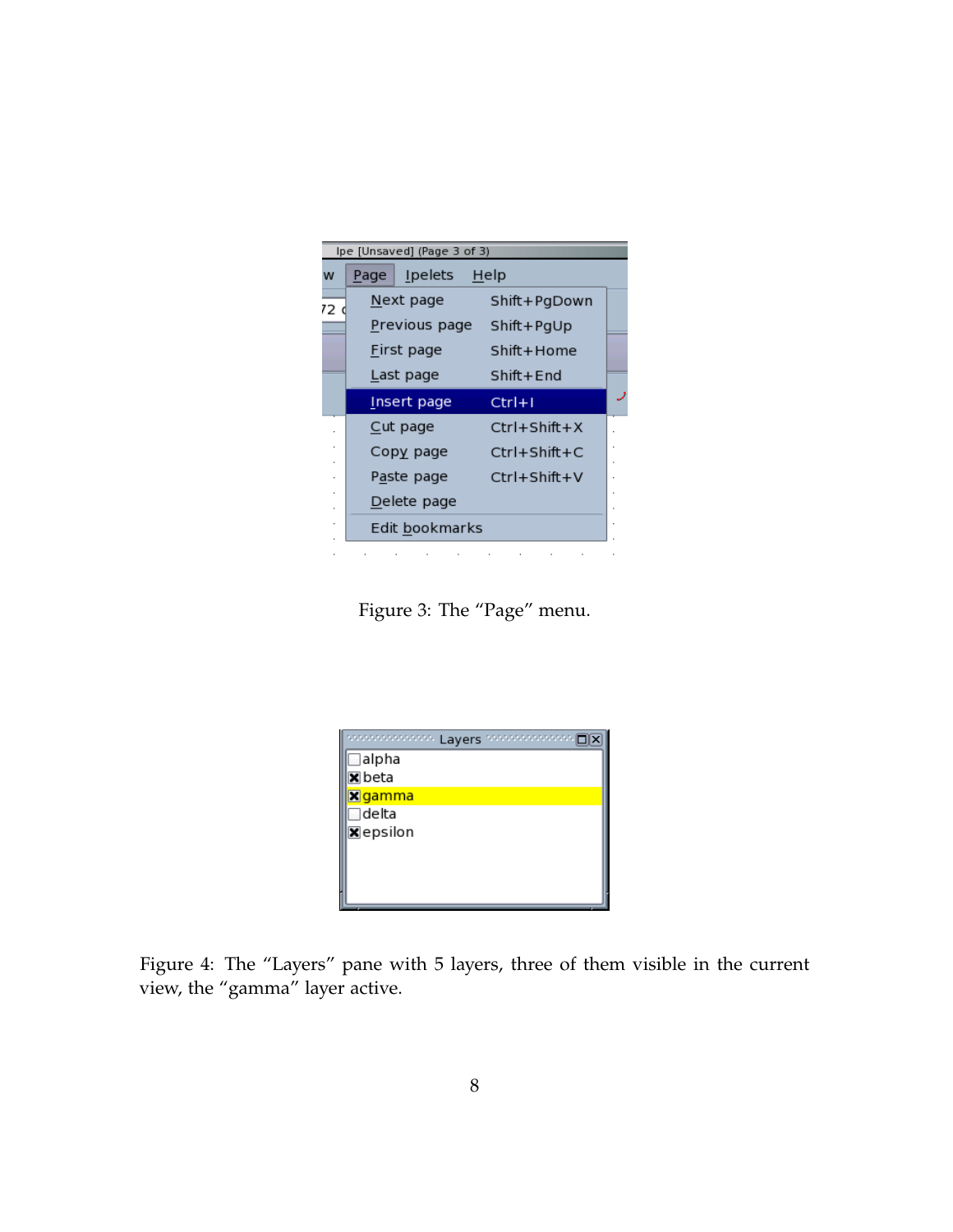Figure 3: The “Page” menu.

Figure 4: The “Layers” pane with 5 layers, three of them visible in the current view, the “gamma” layer active.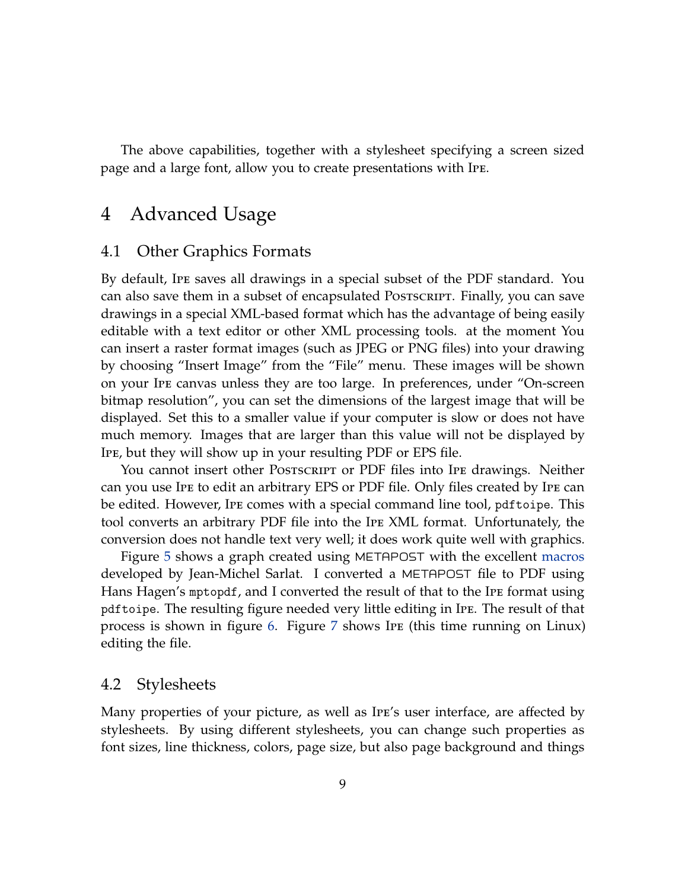The above capabilities, together with a stylesheet specifying a screen sized page and a large font, allow you to create presentations with Ipe.

# 4 Advanced Usage

## 4.1 Other Graphics Formats

By default, Ipe saves all drawings in a special subset of the PDF standard. You can also save them in a subset of encapsulated PostScript. Finally, you can save drawings in a special XML-based format which has the advantage of being easily editable with a text editor or other XML processing tools. at the moment You can insert a raster format images (such as JPEG or PNG files) into your drawing by choosing "Insert Image" from the "File" menu. These images will be shown on your Ipe canvas unless they are too large. In preferences, under "On-screen bitmap resolution", you can set the dimensions of the largest image that will be displayed. Set this to a smaller value if your computer is slow or does not have much memory. Images that are larger than this value will not be displayed by Ipe, but they will show up in your resulting PDF or EPS file.

You cannot insert other PostScript or PDF files into Ipe drawings. Neither can you use Ipe to edit an arbitrary EPS or PDF file. Only files created by Ipe can be edited. However, Ipe comes with a special command line tool, `pdftoipe`. This tool converts an arbitrary PDF file into the Ipe XML format. Unfortunately, the conversion does not handle text very well; it does work quite well with graphics.

Figure 5 shows a graph created using METAPOST with the excellent macros developed by Jean-Michel Sarlat. I converted a METAPOST file to PDF using Hans Hagen's `mptopdf`, and I converted the result of that to the Ipe format using `pdftoipe`. The resulting figure needed very little editing in Ipe. The result of that process is shown in figure 6. Figure 7 shows Ipe (this time running on Linux) editing the file.

## 4.2 Stylesheets

Many properties of your picture, as well as Ipe's user interface, are affected by stylesheets. By using different stylesheets, you can change such properties as font sizes, line thickness, colors, page size, but also page background and things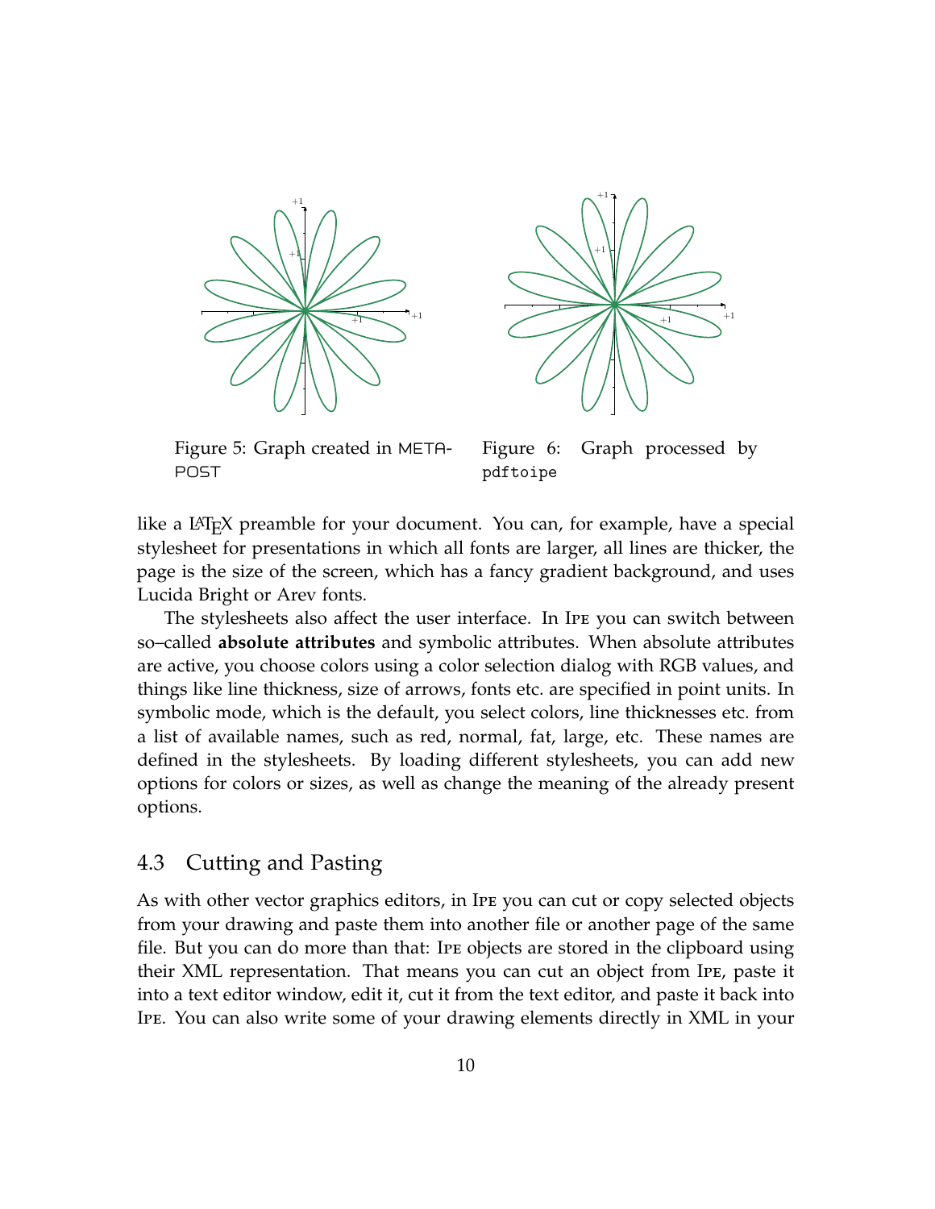Figure 5: Graph created in METAPOST

Figure 6: Graph processed by `pdftoipe`

like a LaTeX preamble for your document. You can, for example, have a special stylesheet for presentations in which all fonts are larger, all lines are thicker, the page is the size of the screen, which has a fancy gradient background, and uses Lucida Bright or Arev fonts.

The stylesheets also affect the user interface. In Ipe you can switch between so–called **absolute attributes** and symbolic attributes. When absolute attributes are active, you choose colors using a color selection dialog with RGB values, and things like line thickness, size of arrows, fonts etc. are specified in point units. In symbolic mode, which is the default, you select colors, line thicknesses etc. from a list of available names, such as red, normal, fat, large, etc. These names are defined in the stylesheets. By loading different stylesheets, you can add new options for colors or sizes, as well as change the meaning of the already present options.

## 4.3 Cutting and Pasting

As with other vector graphics editors, in Ipe you can cut or copy selected objects from your drawing and paste them into another file or another page of the same file. But you can do more than that: Ipe objects are stored in the clipboard using their XML representation. That means you can cut an object from Ipe, paste it into a text editor window, edit it, cut it from the text editor, and paste it back into Ipe. You can also write some of your drawing elements directly in XML in your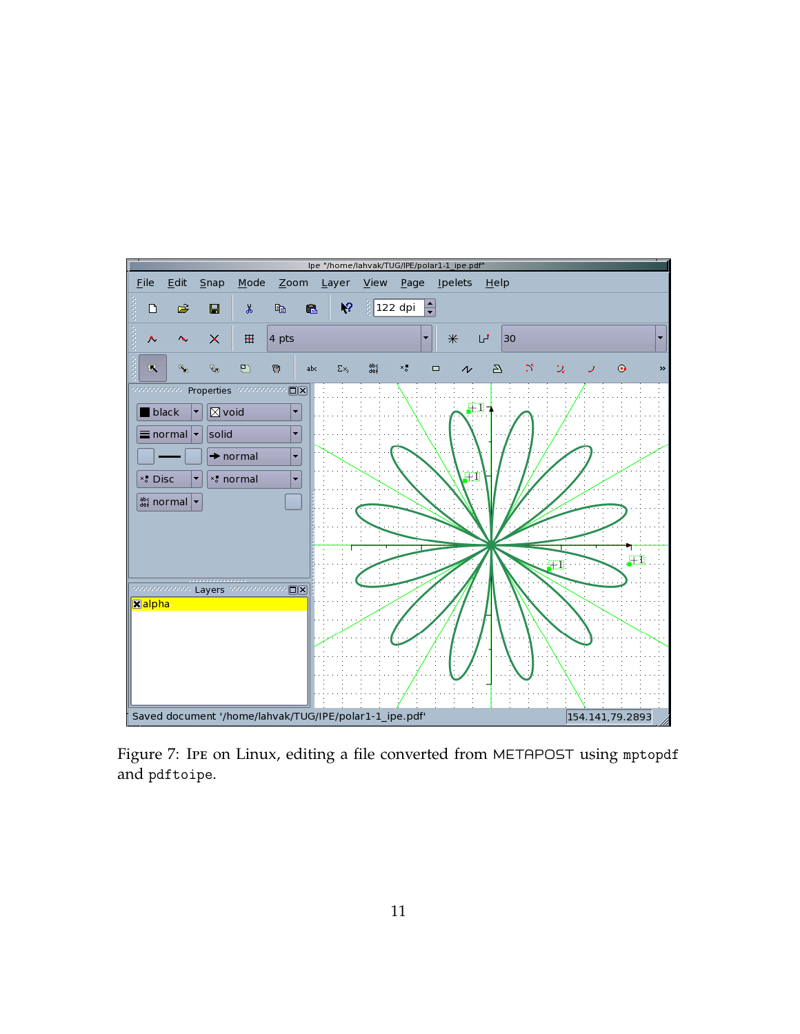Figure 7: Ipe on Linux, editing a file converted from METAPOST using `mptopdf` and `pdftoipe`.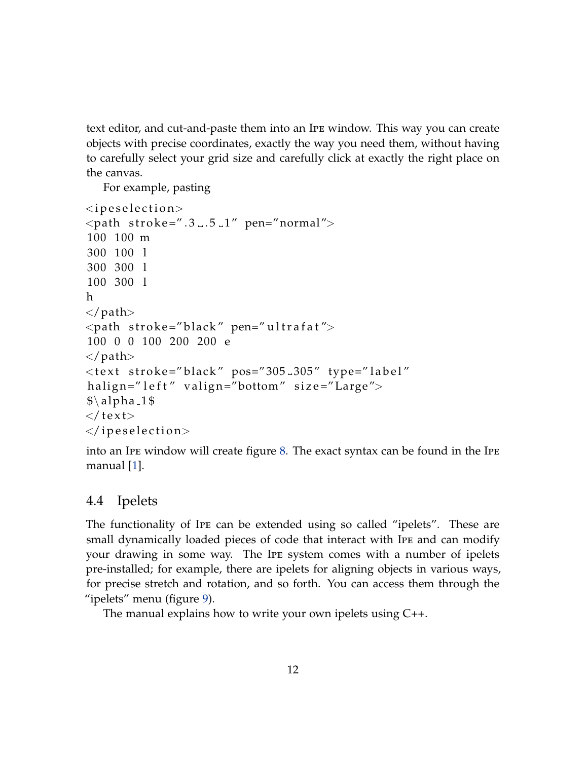text editor, and cut-and-paste them into an Ipe window. This way you can create objects with precise coordinates, exactly the way you need them, without having to carefully select your grid size and carefully click at exactly the right place on the canvas.

For example, pasting

```
<ipeselection>
<path stroke=".3 .5 1" pen="normal">
100 100 m
300 100 l
300 300 l
100 300 l
h
</path>
<path stroke="black" pen="ultrafat">
100 0 0 100 200 200 e
</path>
<text stroke="black" pos="305 305" type="label"
halign="left" valign="bottom" size="Large">
$\alpha_1$
</text>
</ipeselection>
```

into an Ipe window will create figure 8. The exact syntax can be found in the Ipe manual [1].

## 4.4 Ipelets

The functionality of Ipe can be extended using so called "ipelets". These are small dynamically loaded pieces of code that interact with Ipe and can modify your drawing in some way. The Ipe system comes with a number of ipelets pre-installed; for example, there are ipelets for aligning objects in various ways, for precise stretch and rotation, and so forth. You can access them through the "ipelets" menu (figure 9).

The manual explains how to write your own ipelets using C++.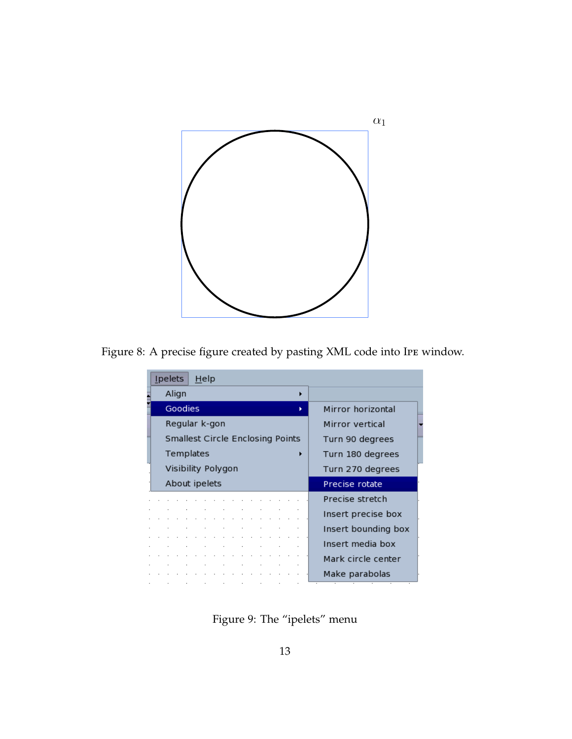Figure 8: A precise figure created by pasting XML code into IPE window.

Figure 9: The “ipelets” menu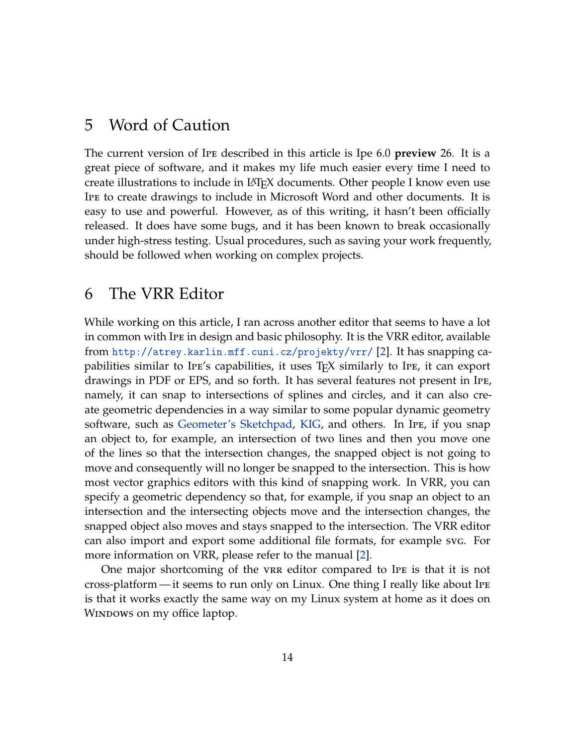## 5 Word of Caution

The current version of Ipe described in this article is Ipe 6.0 **preview** 26. It is a great piece of software, and it makes my life much easier every time I need to create illustrations to include in LaTeX documents. Other people I know even use Ipe to create drawings to include in Microsoft Word and other documents. It is easy to use and powerful. However, as of this writing, it hasn't been officially released. It does have some bugs, and it has been known to break occasionally under high-stress testing. Usual procedures, such as saving your work frequently, should be followed when working on complex projects.

## 6 The VRR Editor

While working on this article, I ran across another editor that seems to have a lot in common with Ipe in design and basic philosophy. It is the VRR editor, available from http://atrey.karlin.mff.cuni.cz/projekty/vrr/ [2]. It has snapping capabilities similar to Ipe's capabilities, it uses TeX similarly to Ipe, it can export drawings in PDF or EPS, and so forth. It has several features not present in Ipe, namely, it can snap to intersections of splines and circles, and it can also create geometric dependencies in a way similar to some popular dynamic geometry software, such as Geometer's Sketchpad, KIG, and others. In Ipe, if you snap an object to, for example, an intersection of two lines and then you move one of the lines so that the intersection changes, the snapped object is not going to move and consequently will no longer be snapped to the intersection. This is how most vector graphics editors with this kind of snapping work. In VRR, you can specify a geometric dependency so that, for example, if you snap an object to an intersection and the intersecting objects move and the intersection changes, the snapped object also moves and stays snapped to the intersection. The VRR editor can also import and export some additional file formats, for example SVG. For more information on VRR, please refer to the manual [2].

One major shortcoming of the VRR editor compared to Ipe is that it is not cross-platform — it seems to run only on Linux. One thing I really like about Ipe is that it works exactly the same way on my Linux system at home as it does on Windows on my office laptop.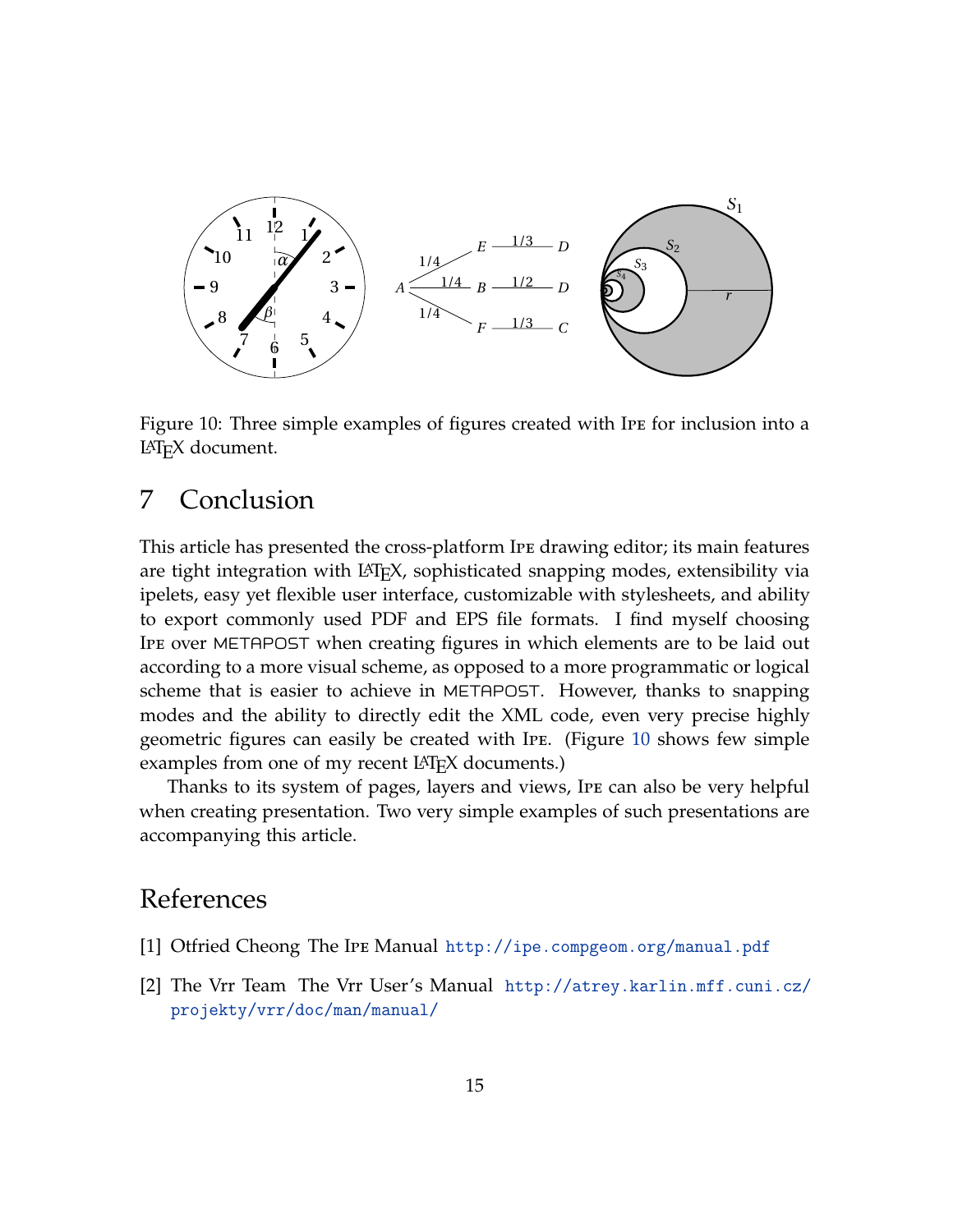12
11
1
10
2
9
3
8
4
7
5
6
$\alpha$
$\beta$

$A$ 1/4 $E$ 1/3 $D$
1/4 $B$ 1/2 $D$
1/4 $F$ 1/3 $C$

$S_1$
$S_2$
$S_3$
$S_4$
$r$

Figure 10: Three simple examples of figures created with IPE for inclusion into a LaTeX document.

# 7 Conclusion

This article has presented the cross-platform IPE drawing editor; its main features are tight integration with LaTeX, sophisticated snapping modes, extensibility via ipelets, easy yet flexible user interface, customizable with stylesheets, and ability to export commonly used PDF and EPS file formats. I find myself choosing IPE over METAPOST when creating figures in which elements are to be laid out according to a more visual scheme, as opposed to a more programmatic or logical scheme that is easier to achieve in METAPOST. However, thanks to snapping modes and the ability to directly edit the XML code, even very precise highly geometric figures can easily be created with IPE. (Figure 10 shows few simple examples from one of my recent LaTeX documents.)

Thanks to its system of pages, layers and views, IPE can also be very helpful when creating presentation. Two very simple examples of such presentations are accompanying this article.

# References

[1] Otfried Cheong The IPE Manual http://ipe.compgeom.org/manual.pdf

[2] The Vrr Team The Vrr User's Manual http://atrey.karlin.mff.cuni.cz/projekty/vrr/doc/man/manual/